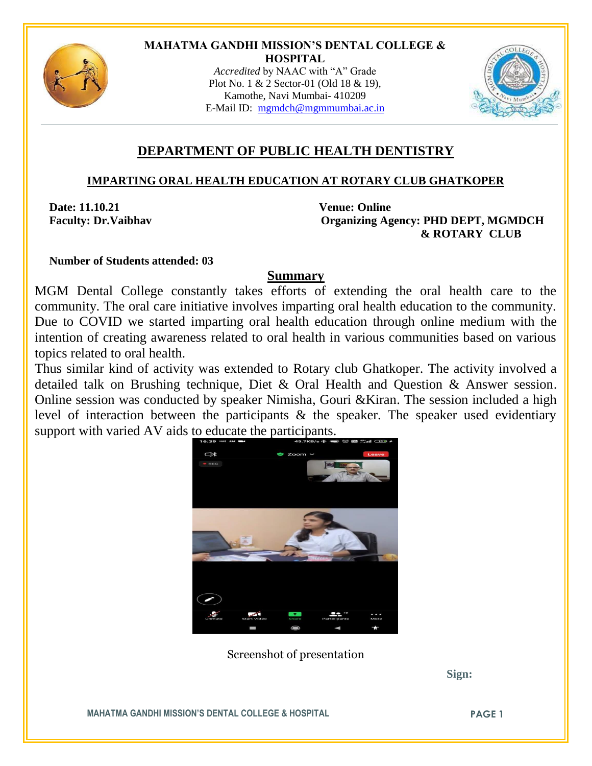**MAHATMA GANDHI MISSION'S DENTAL COLLEGE & HOSPITAL**

*Accredited* by NAAC with "A" Grade
Plot No. 1 & 2 Sector-01 (Old 18 & 19),
Kamothe, Navi Mumbai- 410209
E-Mail ID: mgmdch@mgmmumbai.ac.in

# DEPARTMENT OF PUBLIC HEALTH DENTISTRY

## IMPARTING ORAL HEALTH EDUCATION AT ROTARY CLUB GHATKOPER

**Date: 11.10.21**

**Venue: Online**

**Faculty: Dr.Vaibhav**

**Organizing Agency: PHD DEPT, MGMDCH & ROTARY CLUB**

**Number of Students attended: 03**

## Summary

MGM Dental College constantly takes efforts of extending the oral health care to the community. The oral care initiative involves imparting oral health education to the community. Due to COVID we started imparting oral health education through online medium with the intention of creating awareness related to oral health in various communities based on various topics related to oral health.

Thus similar kind of activity was extended to Rotary club Ghatkoper. The activity involved a detailed talk on Brushing technique, Diet & Oral Health and Question & Answer session. Online session was conducted by speaker Nimisha, Gouri &Kiran. The session included a high level of interaction between the participants & the speaker. The speaker used evidentiary support with varied AV aids to educate the participants.

Screenshot of presentation

**Sign:**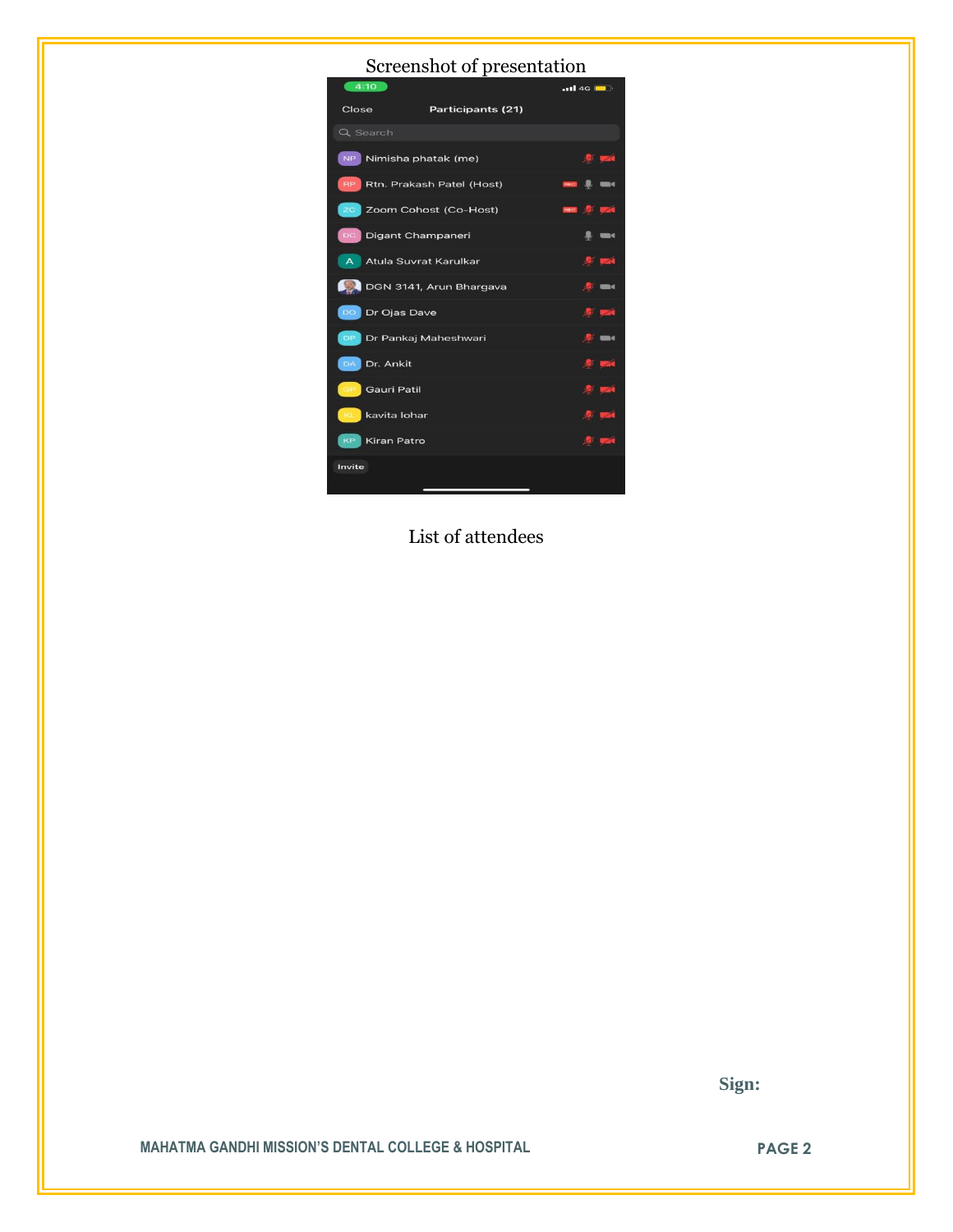Screenshot of presentation

4:10

Close    Participants (21)

Search

NP Nimisha phatak (me)

RP Rtn. Prakash Patel (Host)

ZC Zoom Cohost (Co-Host)

DC Digant Champaneri

A Atula Suvrat Karulkar

DGN 3141, Arun Bhargava

DO Dr Ojas Dave

DP Dr Pankaj Maheshwari

DA Dr. Ankit

GP Gauri Patil

KL kavita lohar

KP Kiran Patro

Invite

List of attendees

**Sign:**

MAHATMA GANDHI MISSION'S DENTAL COLLEGE & HOSPITAL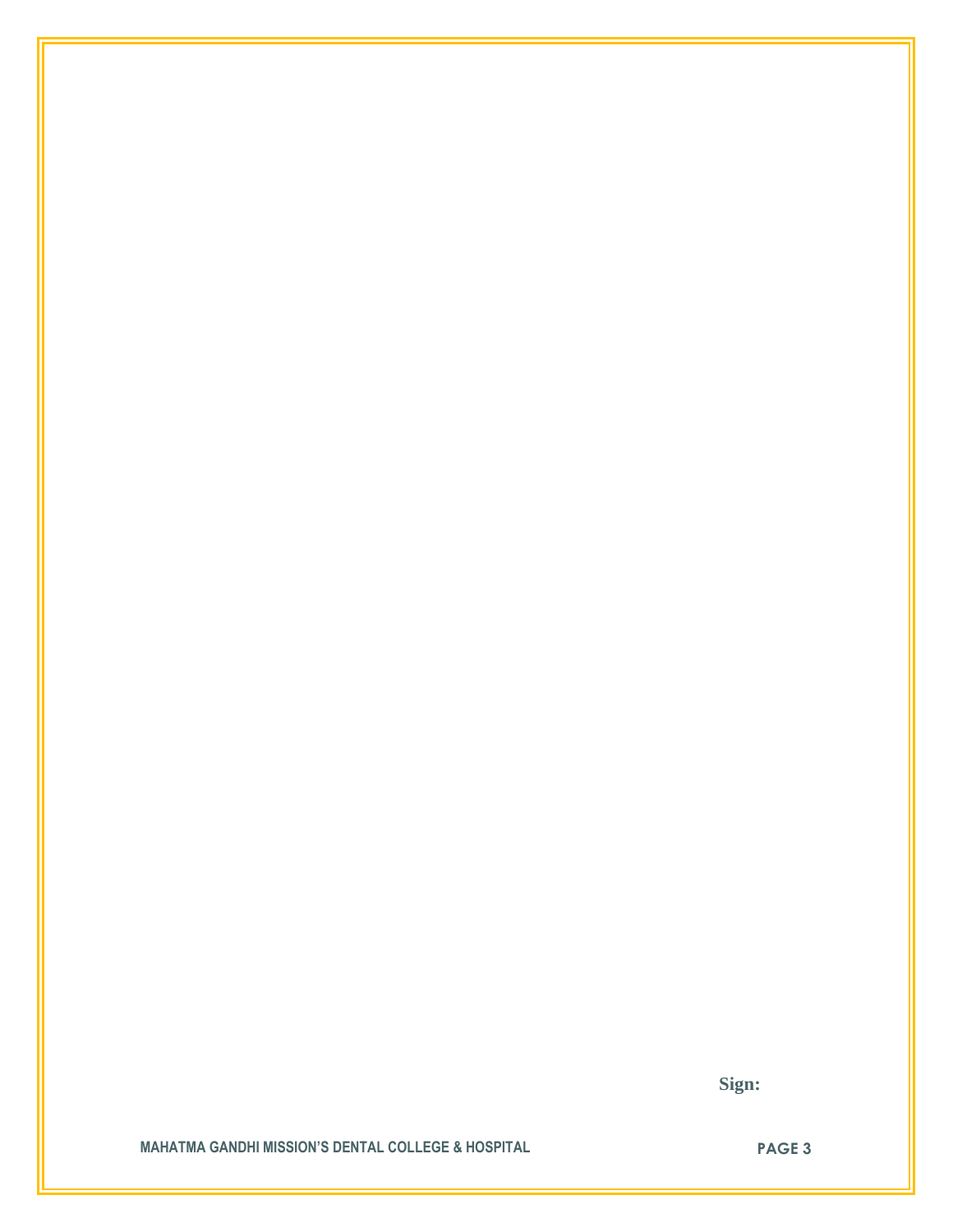**Sign:**